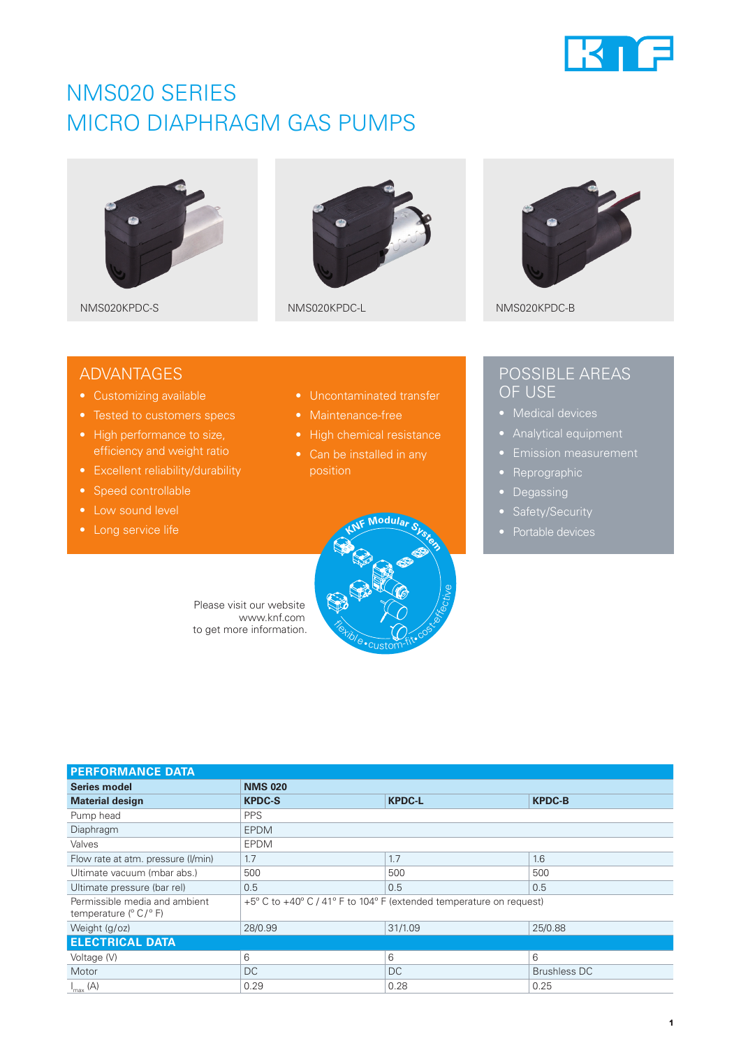# NMS020 SERIES
# MICRO DIAPHRAGM GAS PUMPS

NMS020KPDC-S

NMS020KPDC-L

NMS020KPDC-B

## ADVANTAGES

- Customizing available
- Tested to customers specs
- High performance to size, efficiency and weight ratio
- Excellent reliability/durability
- Speed controllable
- Low sound level
- Long service life
- Uncontaminated transfer
- Maintenance-free
- High chemical resistance
- Can be installed in any position

## POSSIBLE AREAS OF USE

- Medical devices
- Analytical equipment
- Emission measurement
- Reprographic
- Degassing
- Safety/Security
- Portable devices

Please visit our website
www.knf.com
to get more information.

KNF Modular System
flexible • custom-fit • cost-effective

| PERFORMANCE DATA | | | |
|---|---|---|---|
| **Series model** | **NMS 020** | | |
| **Material design** | **KPDC-S** | **KPDC-L** | **KPDC-B** |
| Pump head | PPS | | |
| Diaphragm | EPDM | | |
| Valves | EPDM | | |
| Flow rate at atm. pressure (l/min) | 1.7 | 1.7 | 1.6 |
| Ultimate vacuum (mbar abs.) | 500 | 500 | 500 |
| Ultimate pressure (bar rel) | 0.5 | 0.5 | 0.5 |
| Permissible media and ambient temperature (° C/° F) | +5° C to +40° C / 41° F to 104° F (extended temperature on request) | | |
| Weight (g/oz) | 28/0.99 | 31/1.09 | 25/0.88 |
| **ELECTRICAL DATA** | | | |
| Voltage (V) | 6 | 6 | 6 |
| Motor | DC | DC | Brushless DC |
| $I_{max}$ (A) | 0.29 | 0.28 | 0.25 |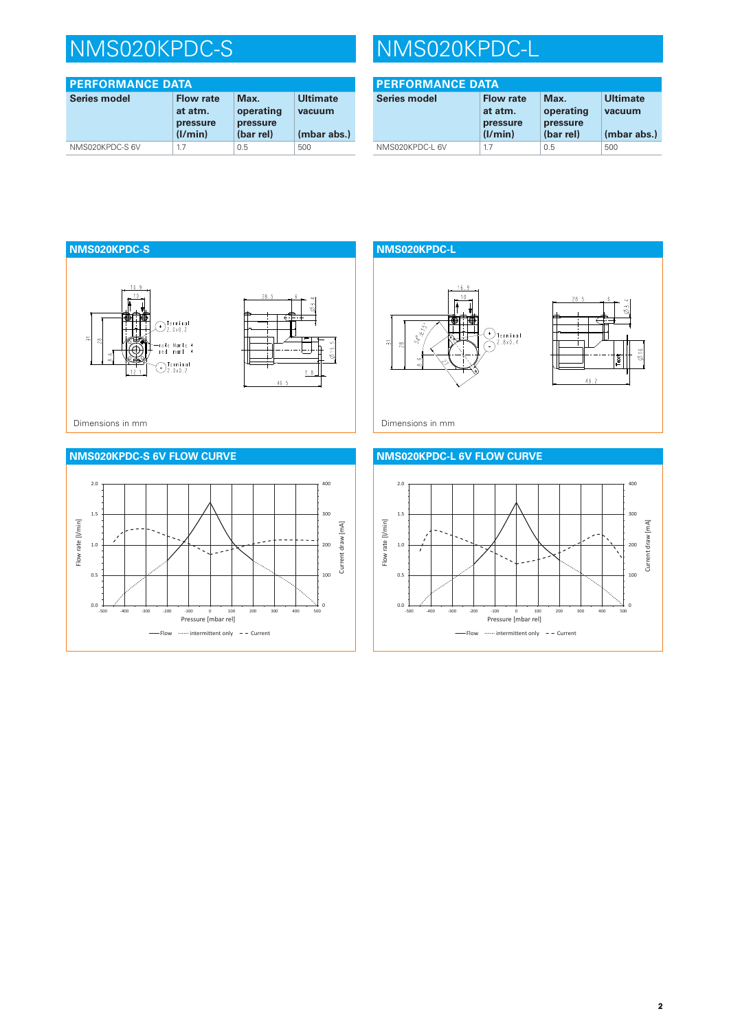# NMS020KPDC-S

## PERFORMANCE DATA

| Series model | Flow rate at atm. pressure (l/min) | Max. operating pressure (bar rel) | Ultimate vacuum (mbar abs.) |
|---|---|---|---|
| NMS020KPDC-S 6V | 1.7 | 0.5 | 500 |

## NMS020KPDC-S

Dimensions in mm

## NMS020KPDC-S 6V FLOW CURVE

# NMS020KPDC-L

## PERFORMANCE DATA

| Series model | Flow rate at atm. pressure (l/min) | Max. operating pressure (bar rel) | Ultimate vacuum (mbar abs.) |
|---|---|---|---|
| NMS020KPDC-L 6V | 1.7 | 0.5 | 500 |

## NMS020KPDC-L

Dimensions in mm

## NMS020KPDC-L 6V FLOW CURVE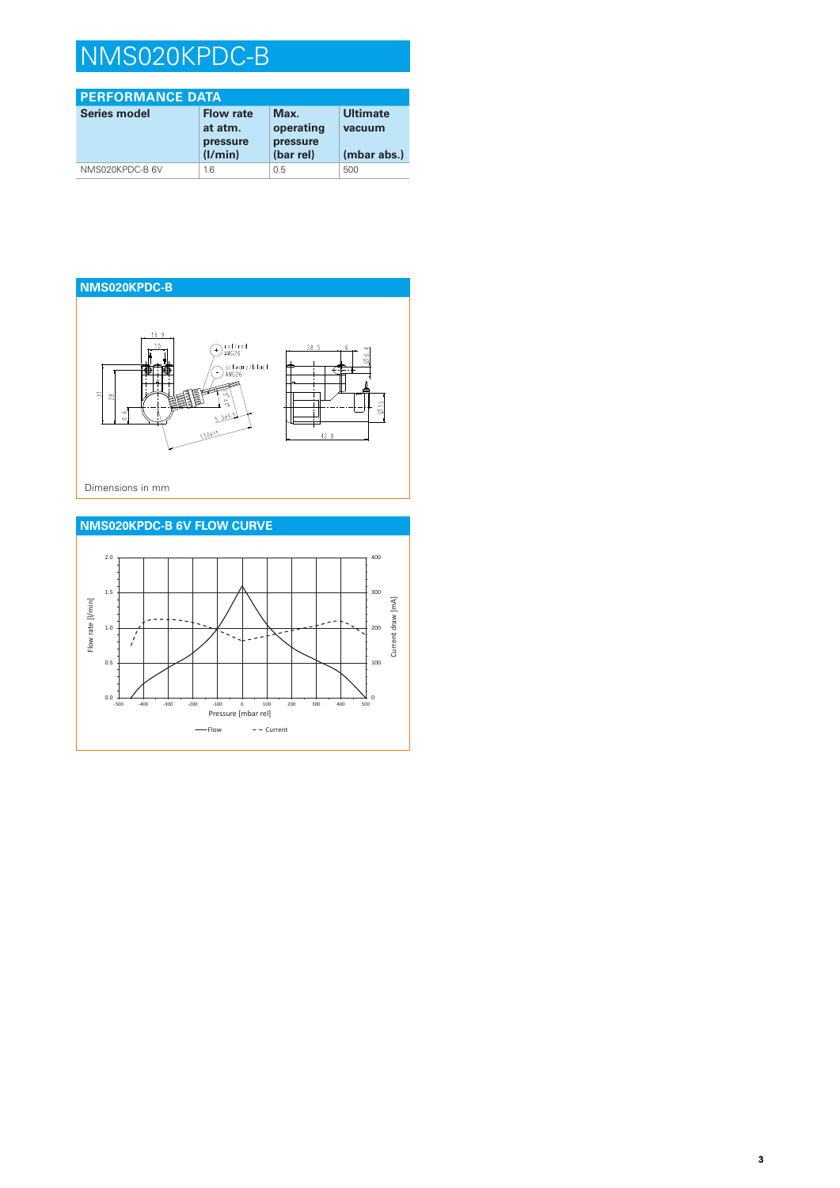# NMS020KPDC-B

## PERFORMANCE DATA

| Series model | Flow rate at atm. pressure (l/min) | Max. operating pressure (bar rel) | Ultimate vacuum (mbar abs.) |
|---|---|---|---|
| NMS020KPDC-B 6V | 1.6 | 0.5 | 500 |

## NMS020KPDC-B

Dimensions in mm

## NMS020KPDC-B 6V FLOW CURVE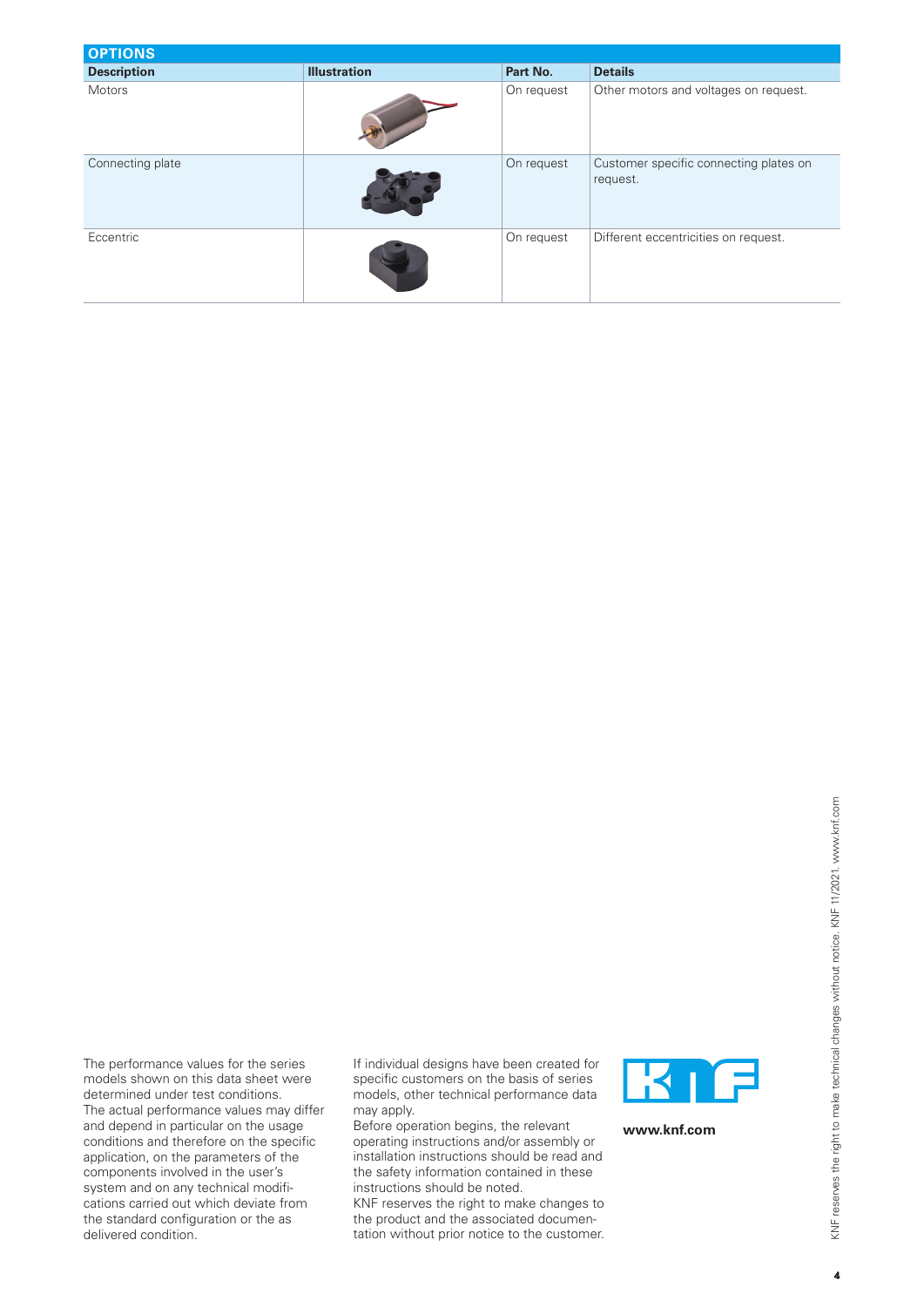## OPTIONS

| Description | Illustration | Part No. | Details |
|---|---|---|---|
| Motors | | On request | Other motors and voltages on request. |
| Connecting plate | | On request | Customer specific connecting plates on request. |
| Eccentric | | On request | Different eccentricities on request. |

The performance values for the series models shown on this data sheet were determined under test conditions. The actual performance values may differ and depend in particular on the usage conditions and therefore on the specific application, on the parameters of the components involved in the user's system and on any technical modifications carried out which deviate from the standard configuration or the as delivered condition.

If individual designs have been created for specific customers on the basis of series models, other technical performance data may apply.
Before operation begins, the relevant operating instructions and/or assembly or installation instructions should be read and the safety information contained in these instructions should be noted.
KNF reserves the right to make changes to the product and the associated documentation without prior notice to the customer.

**www.knf.com**

KNF reserves the right to make technical changes without notice. KNF 11/2021. www.knf.com